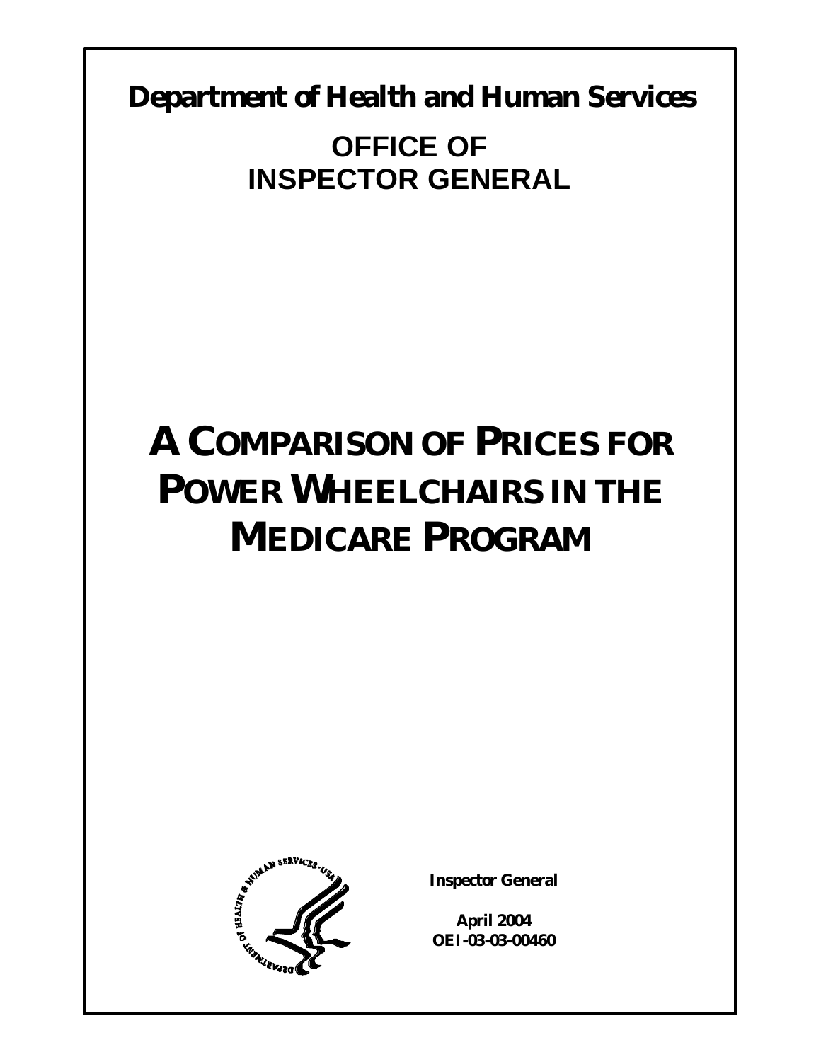**Department of Health and Human Services**

**OFFICE OF INSPECTOR GENERAL**

# A COMPARISON OF PRICES FOR POWER WHEELCHAIRS IN THE MEDICARE PROGRAM

**Inspector General**

**April 2004**
**OEI-03-03-00460**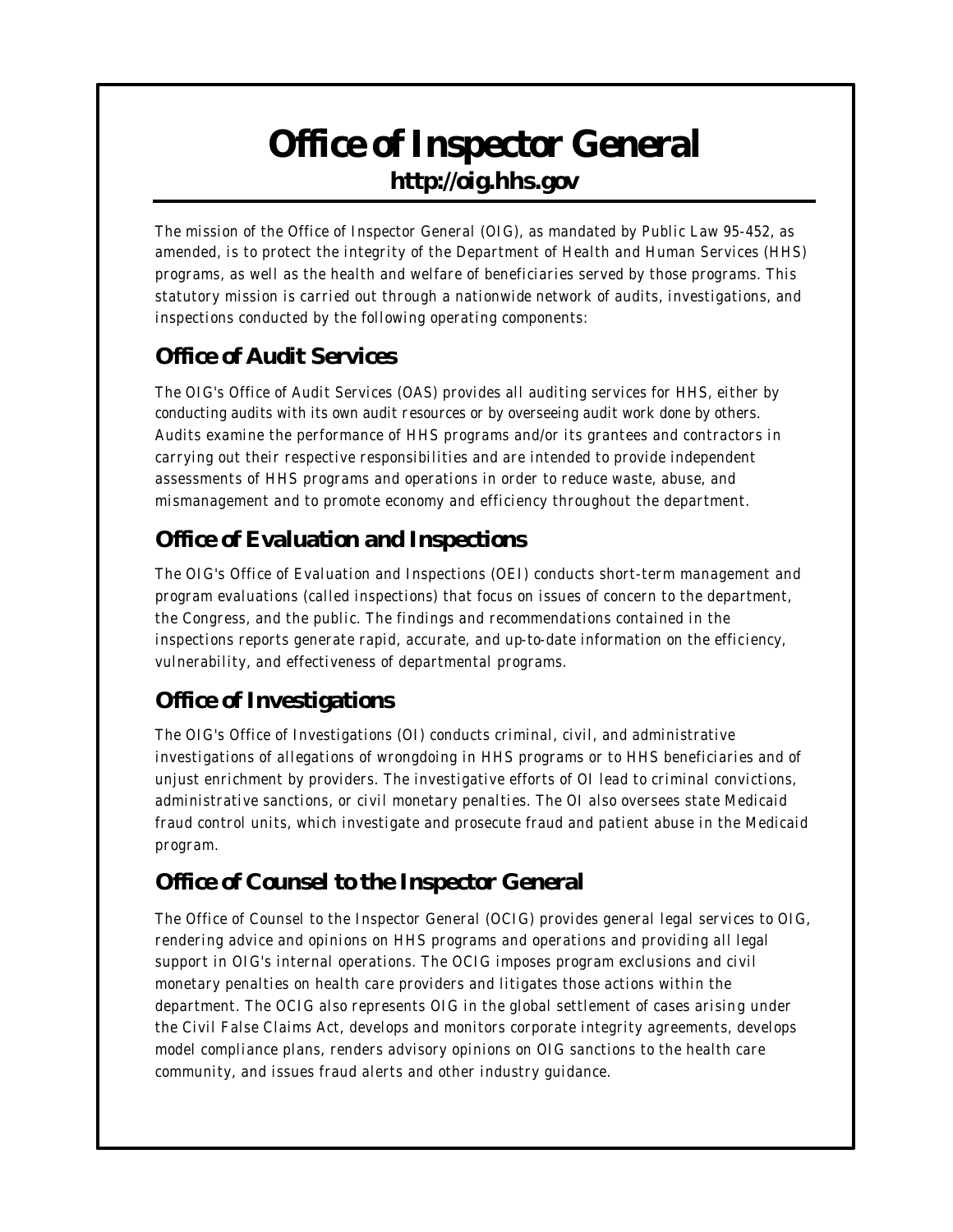# Office of Inspector General

**http://oig.hhs.gov**

The mission of the Office of Inspector General (OIG), as mandated by Public Law 95-452, as amended, is to protect the integrity of the Department of Health and Human Services (HHS) programs, as well as the health and welfare of beneficiaries served by those programs. This statutory mission is carried out through a nationwide network of audits, investigations, and inspections conducted by the following operating components:

## Office of Audit Services

The OIG's Office of Audit Services (OAS) provides all auditing services for HHS, either by conducting audits with its own audit resources or by overseeing audit work done by others. Audits examine the performance of HHS programs and/or its grantees and contractors in carrying out their respective responsibilities and are intended to provide independent assessments of HHS programs and operations in order to reduce waste, abuse, and mismanagement and to promote economy and efficiency throughout the department.

## Office of Evaluation and Inspections

The OIG's Office of Evaluation and Inspections (OEI) conducts short-term management and program evaluations (called inspections) that focus on issues of concern to the department, the Congress, and the public. The findings and recommendations contained in the inspections reports generate rapid, accurate, and up-to-date information on the efficiency, vulnerability, and effectiveness of departmental programs.

## Office of Investigations

The OIG's Office of Investigations (OI) conducts criminal, civil, and administrative investigations of allegations of wrongdoing in HHS programs or to HHS beneficiaries and of unjust enrichment by providers. The investigative efforts of OI lead to criminal convictions, administrative sanctions, or civil monetary penalties. The OI also oversees state Medicaid fraud control units, which investigate and prosecute fraud and patient abuse in the Medicaid program.

## Office of Counsel to the Inspector General

The Office of Counsel to the Inspector General (OCIG) provides general legal services to OIG, rendering advice and opinions on HHS programs and operations and providing all legal support in OIG's internal operations. The OCIG imposes program exclusions and civil monetary penalties on health care providers and litigates those actions within the department. The OCIG also represents OIG in the global settlement of cases arising under the Civil False Claims Act, develops and monitors corporate integrity agreements, develops model compliance plans, renders advisory opinions on OIG sanctions to the health care community, and issues fraud alerts and other industry guidance.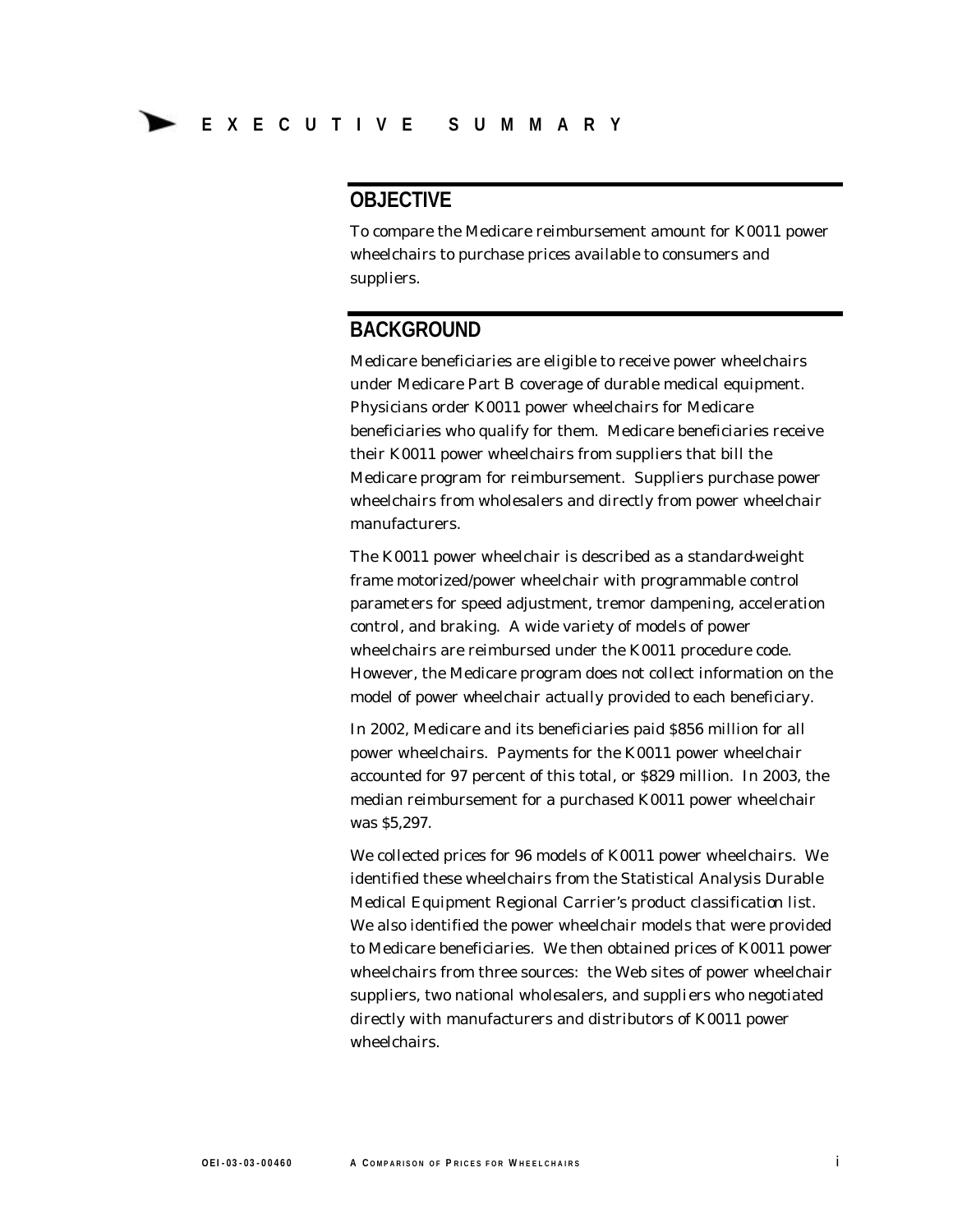# EXECUTIVE SUMMARY

## OBJECTIVE

To compare the Medicare reimbursement amount for K0011 power wheelchairs to purchase prices available to consumers and suppliers.

## BACKGROUND

Medicare beneficiaries are eligible to receive power wheelchairs under Medicare Part B coverage of durable medical equipment. Physicians order K0011 power wheelchairs for Medicare beneficiaries who qualify for them. Medicare beneficiaries receive their K0011 power wheelchairs from suppliers that bill the Medicare program for reimbursement. Suppliers purchase power wheelchairs from wholesalers and directly from power wheelchair manufacturers.

The K0011 power wheelchair is described as a standard-weight frame motorized/power wheelchair with programmable control parameters for speed adjustment, tremor dampening, acceleration control, and braking. A wide variety of models of power wheelchairs are reimbursed under the K0011 procedure code. However, the Medicare program does not collect information on the model of power wheelchair actually provided to each beneficiary.

In 2002, Medicare and its beneficiaries paid $856 million for all power wheelchairs. Payments for the K0011 power wheelchair accounted for 97 percent of this total, or $829 million. In 2003, the median reimbursement for a purchased K0011 power wheelchair was $5,297.

We collected prices for 96 models of K0011 power wheelchairs. We identified these wheelchairs from the Statistical Analysis Durable Medical Equipment Regional Carrier's product classification list. We also identified the power wheelchair models that were provided to Medicare beneficiaries. We then obtained prices of K0011 power wheelchairs from three sources: the Web sites of power wheelchair suppliers, two national wholesalers, and suppliers who negotiated directly with manufacturers and distributors of K0011 power wheelchairs.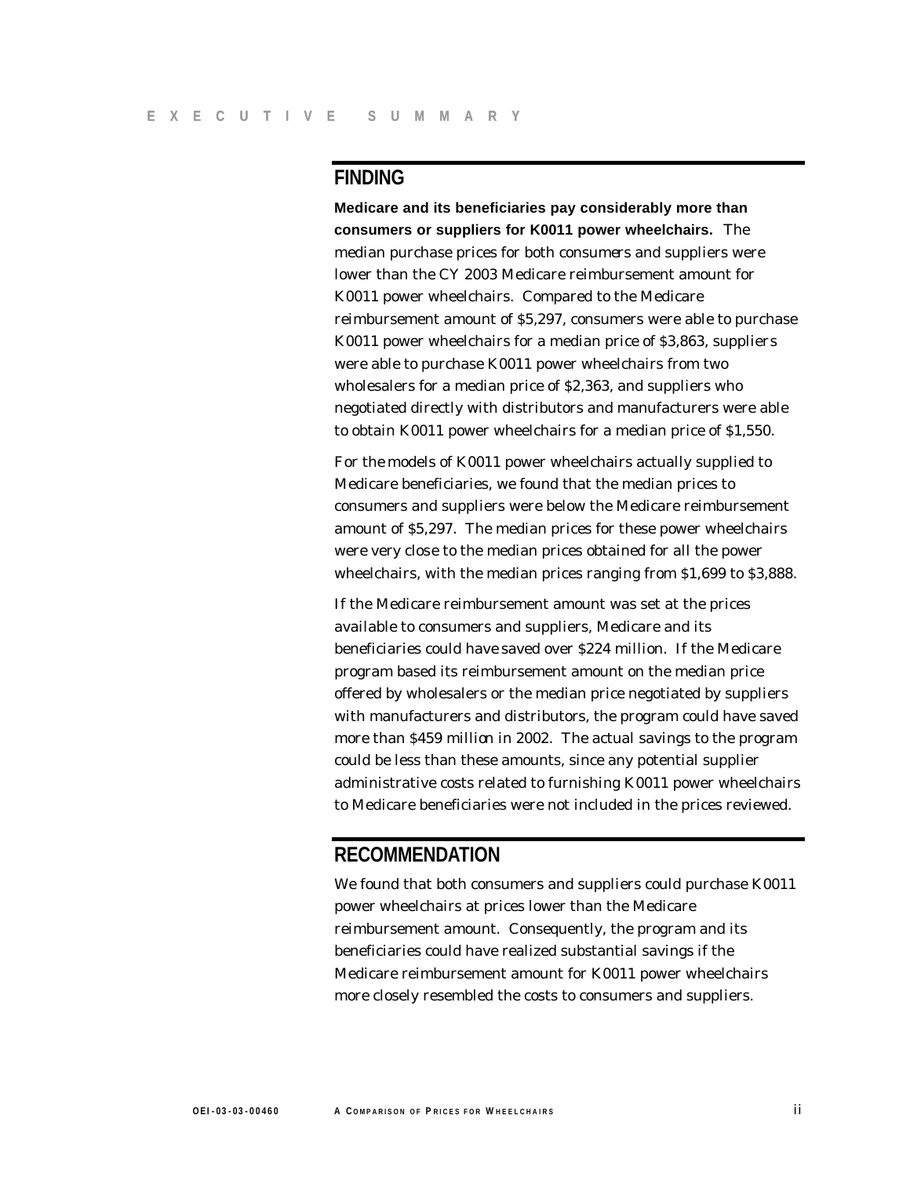## FINDING

**Medicare and its beneficiaries pay considerably more than consumers or suppliers for K0011 power wheelchairs.** The median purchase prices for both consumers and suppliers were lower than the CY 2003 Medicare reimbursement amount for K0011 power wheelchairs. Compared to the Medicare reimbursement amount of $5,297, consumers were able to purchase K0011 power wheelchairs for a median price of $3,863, suppliers were able to purchase K0011 power wheelchairs from two wholesalers for a median price of $2,363, and suppliers who negotiated directly with distributors and manufacturers were able to obtain K0011 power wheelchairs for a median price of $1,550.

For the models of K0011 power wheelchairs actually supplied to Medicare beneficiaries, we found that the median prices to consumers and suppliers were below the Medicare reimbursement amount of $5,297. The median prices for these power wheelchairs were very close to the median prices obtained for all the power wheelchairs, with the median prices ranging from $1,699 to $3,888.

If the Medicare reimbursement amount was set at the prices available to consumers and suppliers, Medicare and its beneficiaries could have saved over $224 million. If the Medicare program based its reimbursement amount on the median price offered by wholesalers or the median price negotiated by suppliers with manufacturers and distributors, the program could have saved more than $459 million in 2002. The actual savings to the program could be less than these amounts, since any potential supplier administrative costs related to furnishing K0011 power wheelchairs to Medicare beneficiaries were not included in the prices reviewed.

## RECOMMENDATION

We found that both consumers and suppliers could purchase K0011 power wheelchairs at prices lower than the Medicare reimbursement amount. Consequently, the program and its beneficiaries could have realized substantial savings if the Medicare reimbursement amount for K0011 power wheelchairs more closely resembled the costs to consumers and suppliers.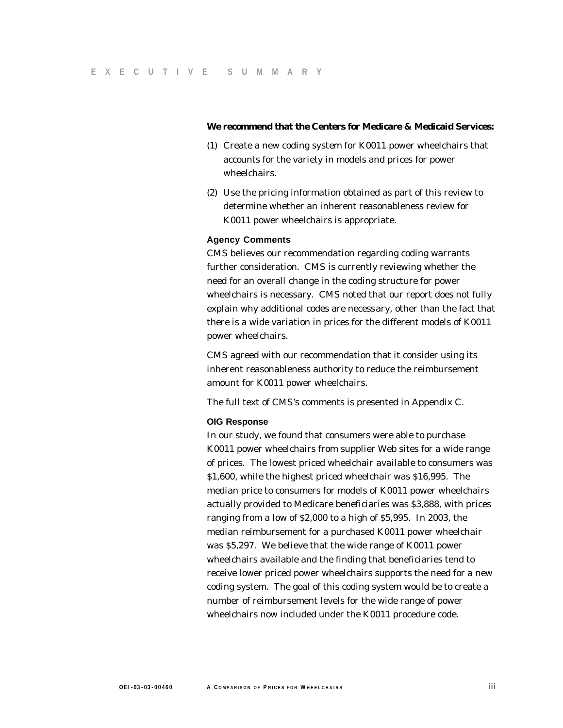**We recommend that the Centers for Medicare & Medicaid Services:**

(1) Create a new coding system for K0011 power wheelchairs that accounts for the variety in models and prices for power wheelchairs.

(2) Use the pricing information obtained as part of this review to determine whether an inherent reasonableness review for K0011 power wheelchairs is appropriate.

#### Agency Comments

CMS believes our recommendation regarding coding warrants further consideration. CMS is currently reviewing whether the need for an overall change in the coding structure for power wheelchairs is necessary. CMS noted that our report does not fully explain why additional codes are necessary, other than the fact that there is a wide variation in prices for the different models of K0011 power wheelchairs.

CMS agreed with our recommendation that it consider using its inherent reasonableness authority to reduce the reimbursement amount for K0011 power wheelchairs.

The full text of CMS's comments is presented in Appendix C.

#### OIG Response

In our study, we found that consumers were able to purchase K0011 power wheelchairs from supplier Web sites for a wide range of prices. The lowest priced wheelchair available to consumers was $1,600, while the highest priced wheelchair was $16,995. The median price to consumers for models of K0011 power wheelchairs actually provided to Medicare beneficiaries was $3,888, with prices ranging from a low of $2,000 to a high of $5,995. In 2003, the median reimbursement for a purchased K0011 power wheelchair was $5,297. We believe that the wide range of K0011 power wheelchairs available and the finding that beneficiaries tend to receive lower priced power wheelchairs supports the need for a new coding system. The goal of this coding system would be to create a number of reimbursement levels for the wide range of power wheelchairs now included under the K0011 procedure code.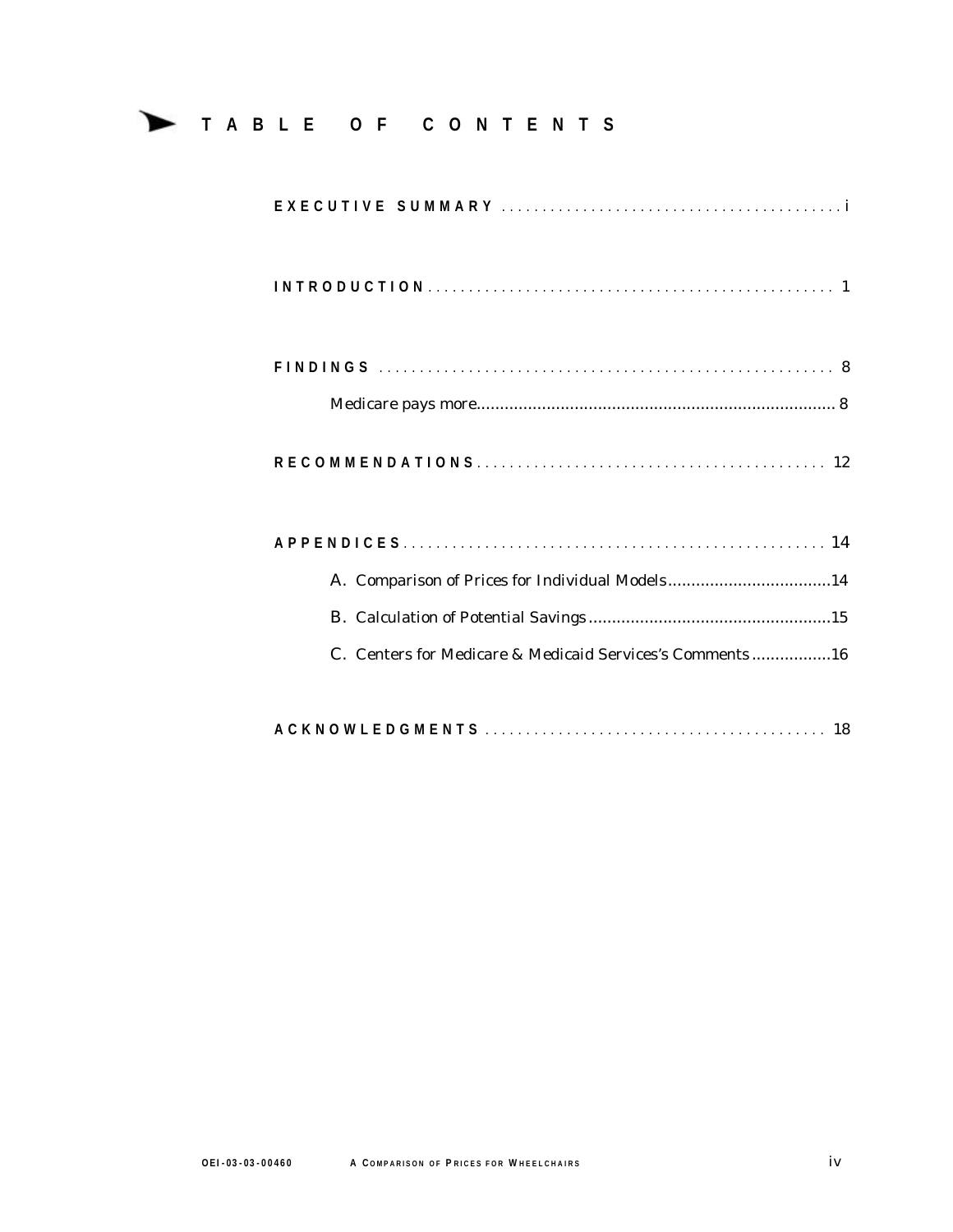# TABLE OF CONTENTS

**EXECUTIVE SUMMARY** .......................................... i

**INTRODUCTION** .................................................. 1

**FINDINGS** ........................................................ 8

Medicare pays more........................................................................... 8

**RECOMMENDATIONS** .......................................... 12

**APPENDICES** .................................................... 14

A. Comparison of Prices for Individual Models...................................14

B. Calculation of Potential Savings....................................................15

C. Centers for Medicare & Medicaid Services's Comments .................16

**ACKNOWLEDGMENTS** .......................................... 18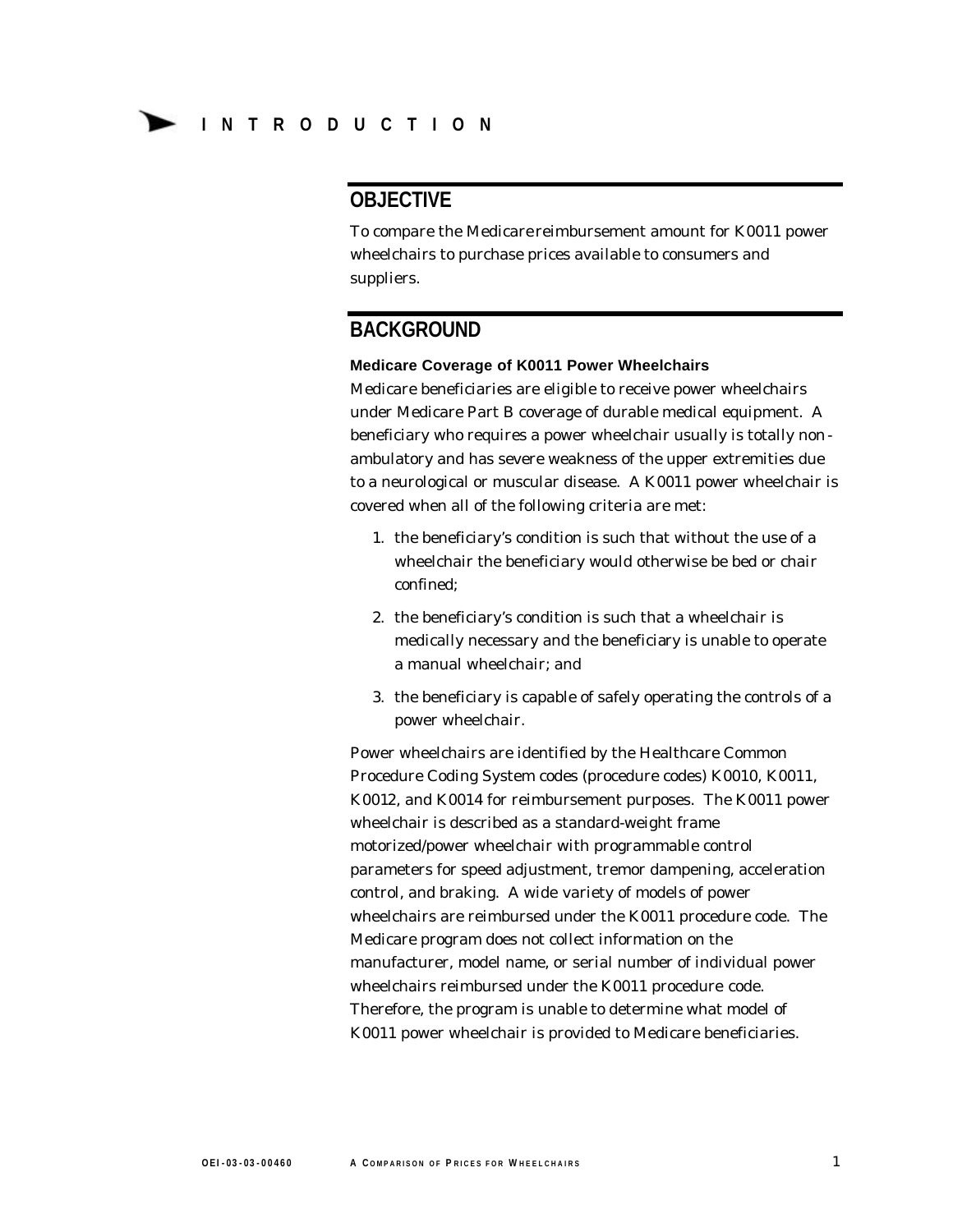# INTRODUCTION

## OBJECTIVE

To compare the Medicare reimbursement amount for K0011 power wheelchairs to purchase prices available to consumers and suppliers.

## BACKGROUND

### Medicare Coverage of K0011 Power Wheelchairs

Medicare beneficiaries are eligible to receive power wheelchairs under Medicare Part B coverage of durable medical equipment. A beneficiary who requires a power wheelchair usually is totally non-ambulatory and has severe weakness of the upper extremities due to a neurological or muscular disease. A K0011 power wheelchair is covered when all of the following criteria are met:

1. the beneficiary's condition is such that without the use of a wheelchair the beneficiary would otherwise be bed or chair confined;
2. the beneficiary's condition is such that a wheelchair is medically necessary and the beneficiary is unable to operate a manual wheelchair; and
3. the beneficiary is capable of safely operating the controls of a power wheelchair.

Power wheelchairs are identified by the Healthcare Common Procedure Coding System codes (procedure codes) K0010, K0011, K0012, and K0014 for reimbursement purposes. The K0011 power wheelchair is described as a standard-weight frame motorized/power wheelchair with programmable control parameters for speed adjustment, tremor dampening, acceleration control, and braking. A wide variety of models of power wheelchairs are reimbursed under the K0011 procedure code. The Medicare program does not collect information on the manufacturer, model name, or serial number of individual power wheelchairs reimbursed under the K0011 procedure code. Therefore, the program is unable to determine what model of K0011 power wheelchair is provided to Medicare beneficiaries.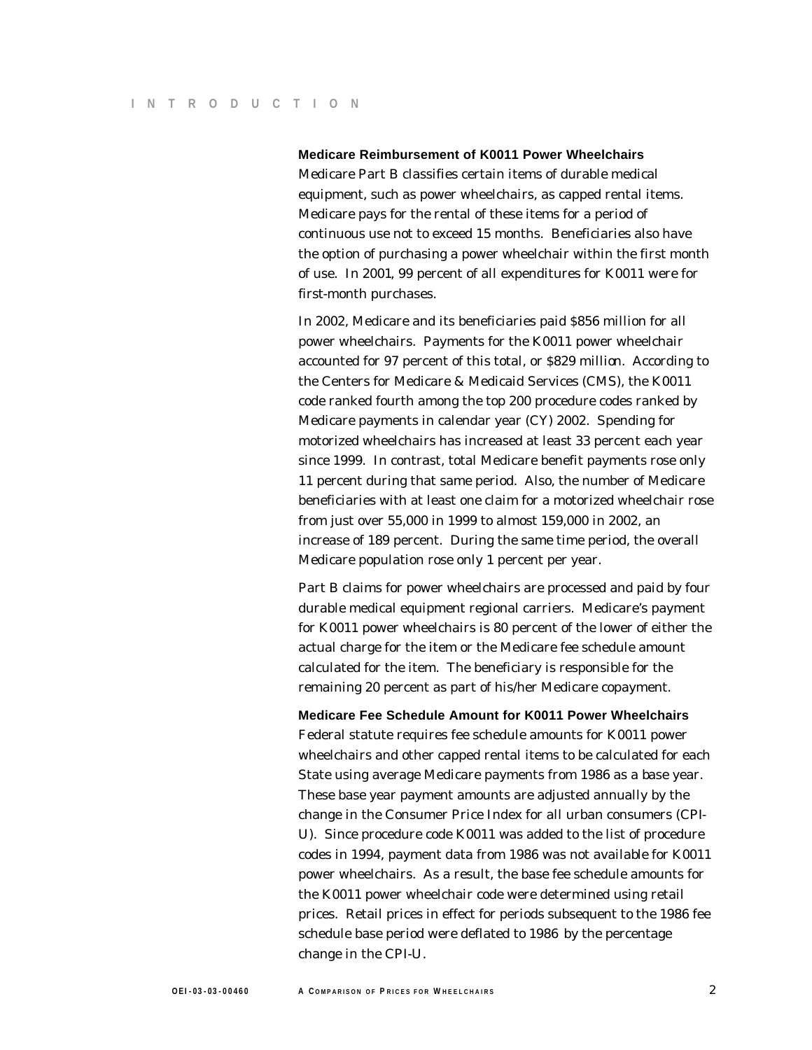### Medicare Reimbursement of K0011 Power Wheelchairs

Medicare Part B classifies certain items of durable medical equipment, such as power wheelchairs, as capped rental items. Medicare pays for the rental of these items for a period of continuous use not to exceed 15 months. Beneficiaries also have the option of purchasing a power wheelchair within the first month of use. In 2001, 99 percent of all expenditures for K0011 were for first-month purchases.

In 2002, Medicare and its beneficiaries paid $856 million for all power wheelchairs. Payments for the K0011 power wheelchair accounted for 97 percent of this total, or $829 million. According to the Centers for Medicare & Medicaid Services (CMS), the K0011 code ranked fourth among the top 200 procedure codes ranked by Medicare payments in calendar year (CY) 2002. Spending for motorized wheelchairs has increased at least 33 percent each year since 1999. In contrast, total Medicare benefit payments rose only 11 percent during that same period. Also, the number of Medicare beneficiaries with at least one claim for a motorized wheelchair rose from just over 55,000 in 1999 to almost 159,000 in 2002, an increase of 189 percent. During the same time period, the overall Medicare population rose only 1 percent per year.

Part B claims for power wheelchairs are processed and paid by four durable medical equipment regional carriers. Medicare's payment for K0011 power wheelchairs is 80 percent of the lower of either the actual charge for the item or the Medicare fee schedule amount calculated for the item. The beneficiary is responsible for the remaining 20 percent as part of his/her Medicare copayment.

### Medicare Fee Schedule Amount for K0011 Power Wheelchairs

Federal statute requires fee schedule amounts for K0011 power wheelchairs and other capped rental items to be calculated for each State using average Medicare payments from 1986 as a base year. These base year payment amounts are adjusted annually by the change in the Consumer Price Index for all urban consumers (CPI-U). Since procedure code K0011 was added to the list of procedure codes in 1994, payment data from 1986 was not available for K0011 power wheelchairs. As a result, the base fee schedule amounts for the K0011 power wheelchair code were determined using retail prices. Retail prices in effect for periods subsequent to the 1986 fee schedule base period were deflated to 1986 by the percentage change in the CPI-U.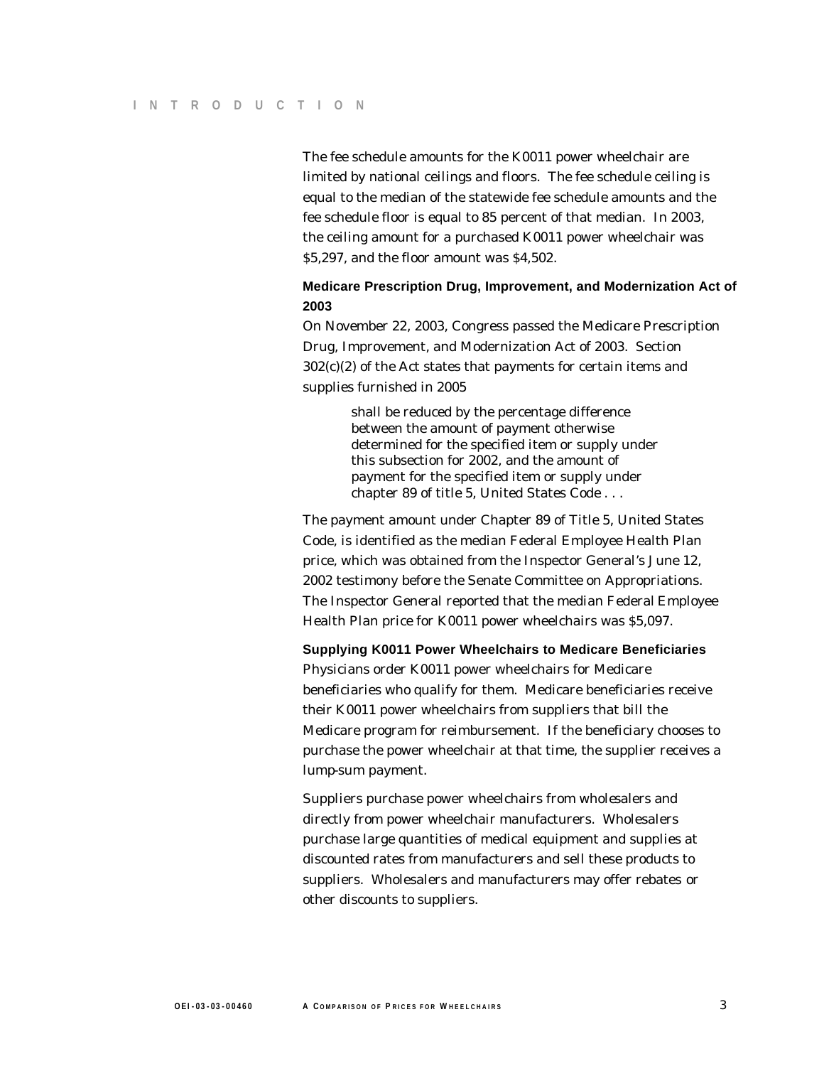The fee schedule amounts for the K0011 power wheelchair are limited by national ceilings and floors. The fee schedule ceiling is equal to the median of the statewide fee schedule amounts and the fee schedule floor is equal to 85 percent of that median. In 2003, the ceiling amount for a purchased K0011 power wheelchair was $5,297, and the floor amount was $4,502.

### Medicare Prescription Drug, Improvement, and Modernization Act of 2003

On November 22, 2003, Congress passed the Medicare Prescription Drug, Improvement, and Modernization Act of 2003. Section 302(c)(2) of the Act states that payments for certain items and supplies furnished in 2005

> shall be reduced by the percentage difference between the amount of payment otherwise determined for the specified item or supply under this subsection for 2002, and the amount of payment for the specified item or supply under chapter 89 of title 5, United States Code . . .

The payment amount under Chapter 89 of Title 5, United States Code, is identified as the median Federal Employee Health Plan price, which was obtained from the Inspector General's June 12, 2002 testimony before the Senate Committee on Appropriations. The Inspector General reported that the median Federal Employee Health Plan price for K0011 power wheelchairs was $5,097.

### Supplying K0011 Power Wheelchairs to Medicare Beneficiaries

Physicians order K0011 power wheelchairs for Medicare beneficiaries who qualify for them. Medicare beneficiaries receive their K0011 power wheelchairs from suppliers that bill the Medicare program for reimbursement. If the beneficiary chooses to purchase the power wheelchair at that time, the supplier receives a lump-sum payment.

Suppliers purchase power wheelchairs from wholesalers and directly from power wheelchair manufacturers. Wholesalers purchase large quantities of medical equipment and supplies at discounted rates from manufacturers and sell these products to suppliers. Wholesalers and manufacturers may offer rebates or other discounts to suppliers.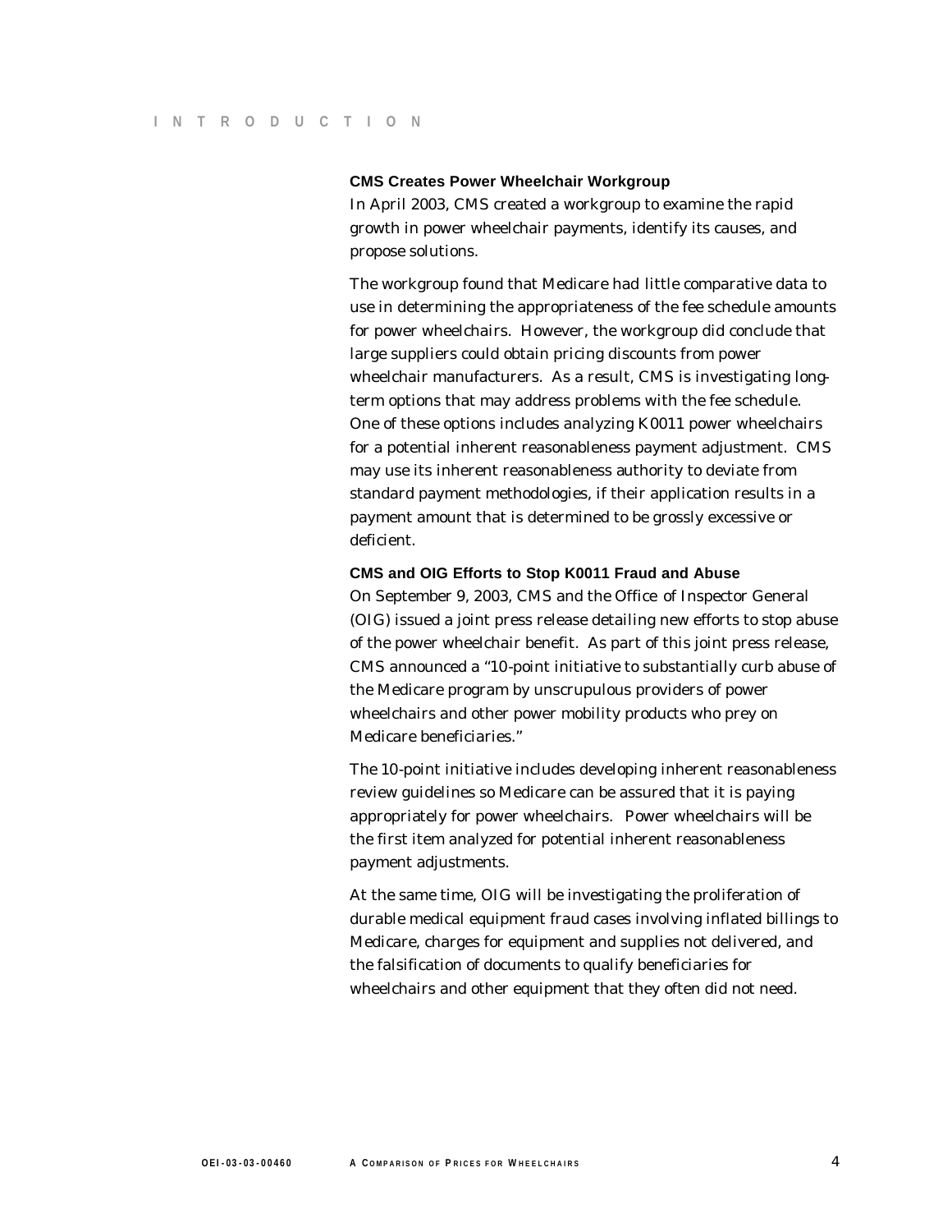### CMS Creates Power Wheelchair Workgroup

In April 2003, CMS created a workgroup to examine the rapid growth in power wheelchair payments, identify its causes, and propose solutions.

The workgroup found that Medicare had little comparative data to use in determining the appropriateness of the fee schedule amounts for power wheelchairs. However, the workgroup did conclude that large suppliers could obtain pricing discounts from power wheelchair manufacturers. As a result, CMS is investigating long-term options that may address problems with the fee schedule. One of these options includes analyzing K0011 power wheelchairs for a potential inherent reasonableness payment adjustment. CMS may use its inherent reasonableness authority to deviate from standard payment methodologies, if their application results in a payment amount that is determined to be grossly excessive or deficient.

### CMS and OIG Efforts to Stop K0011 Fraud and Abuse

On September 9, 2003, CMS and the Office of Inspector General (OIG) issued a joint press release detailing new efforts to stop abuse of the power wheelchair benefit. As part of this joint press release, CMS announced a "10-point initiative to substantially curb abuse of the Medicare program by unscrupulous providers of power wheelchairs and other power mobility products who prey on Medicare beneficiaries."

The 10-point initiative includes developing inherent reasonableness review guidelines so Medicare can be assured that it is paying appropriately for power wheelchairs. Power wheelchairs will be the first item analyzed for potential inherent reasonableness payment adjustments.

At the same time, OIG will be investigating the proliferation of durable medical equipment fraud cases involving inflated billings to Medicare, charges for equipment and supplies not delivered, and the falsification of documents to qualify beneficiaries for wheelchairs and other equipment that they often did not need.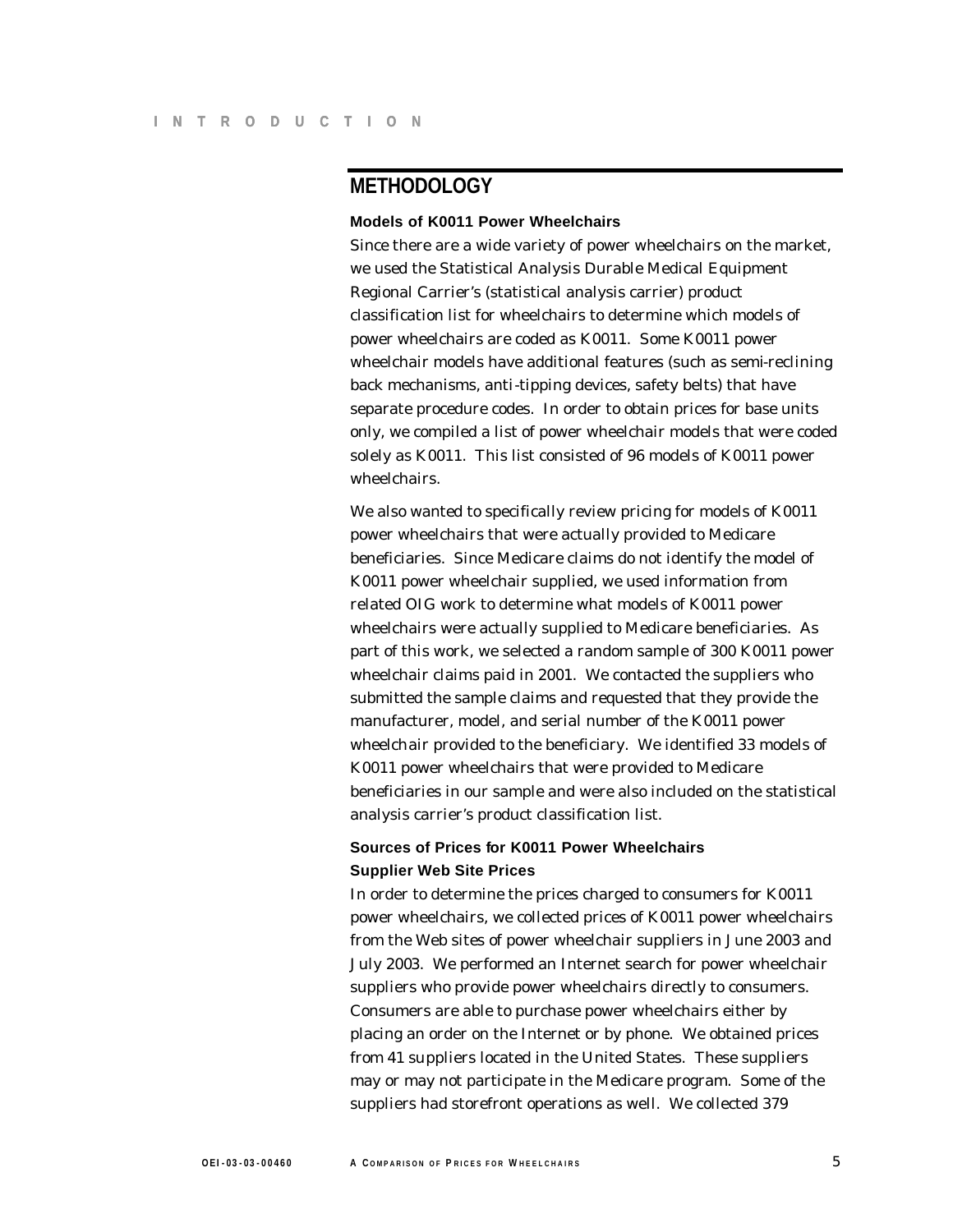## METHODOLOGY

### Models of K0011 Power Wheelchairs

Since there are a wide variety of power wheelchairs on the market, we used the Statistical Analysis Durable Medical Equipment Regional Carrier's (statistical analysis carrier) product classification list for wheelchairs to determine which models of power wheelchairs are coded as K0011. Some K0011 power wheelchair models have additional features (such as semi-reclining back mechanisms, anti-tipping devices, safety belts) that have separate procedure codes. In order to obtain prices for base units only, we compiled a list of power wheelchair models that were coded solely as K0011. This list consisted of 96 models of K0011 power wheelchairs.

We also wanted to specifically review pricing for models of K0011 power wheelchairs that were actually provided to Medicare beneficiaries. Since Medicare claims do not identify the model of K0011 power wheelchair supplied, we used information from related OIG work to determine what models of K0011 power wheelchairs were actually supplied to Medicare beneficiaries. As part of this work, we selected a random sample of 300 K0011 power wheelchair claims paid in 2001. We contacted the suppliers who submitted the sample claims and requested that they provide the manufacturer, model, and serial number of the K0011 power wheelchair provided to the beneficiary. We identified 33 models of K0011 power wheelchairs that were provided to Medicare beneficiaries in our sample and were also included on the statistical analysis carrier's product classification list.

### Sources of Prices for K0011 Power Wheelchairs

#### Supplier Web Site Prices

In order to determine the prices charged to consumers for K0011 power wheelchairs, we collected prices of K0011 power wheelchairs from the Web sites of power wheelchair suppliers in June 2003 and July 2003. We performed an Internet search for power wheelchair suppliers who provide power wheelchairs directly to consumers. Consumers are able to purchase power wheelchairs either by placing an order on the Internet or by phone. We obtained prices from 41 suppliers located in the United States. These suppliers may or may not participate in the Medicare program. Some of the suppliers had storefront operations as well. We collected 379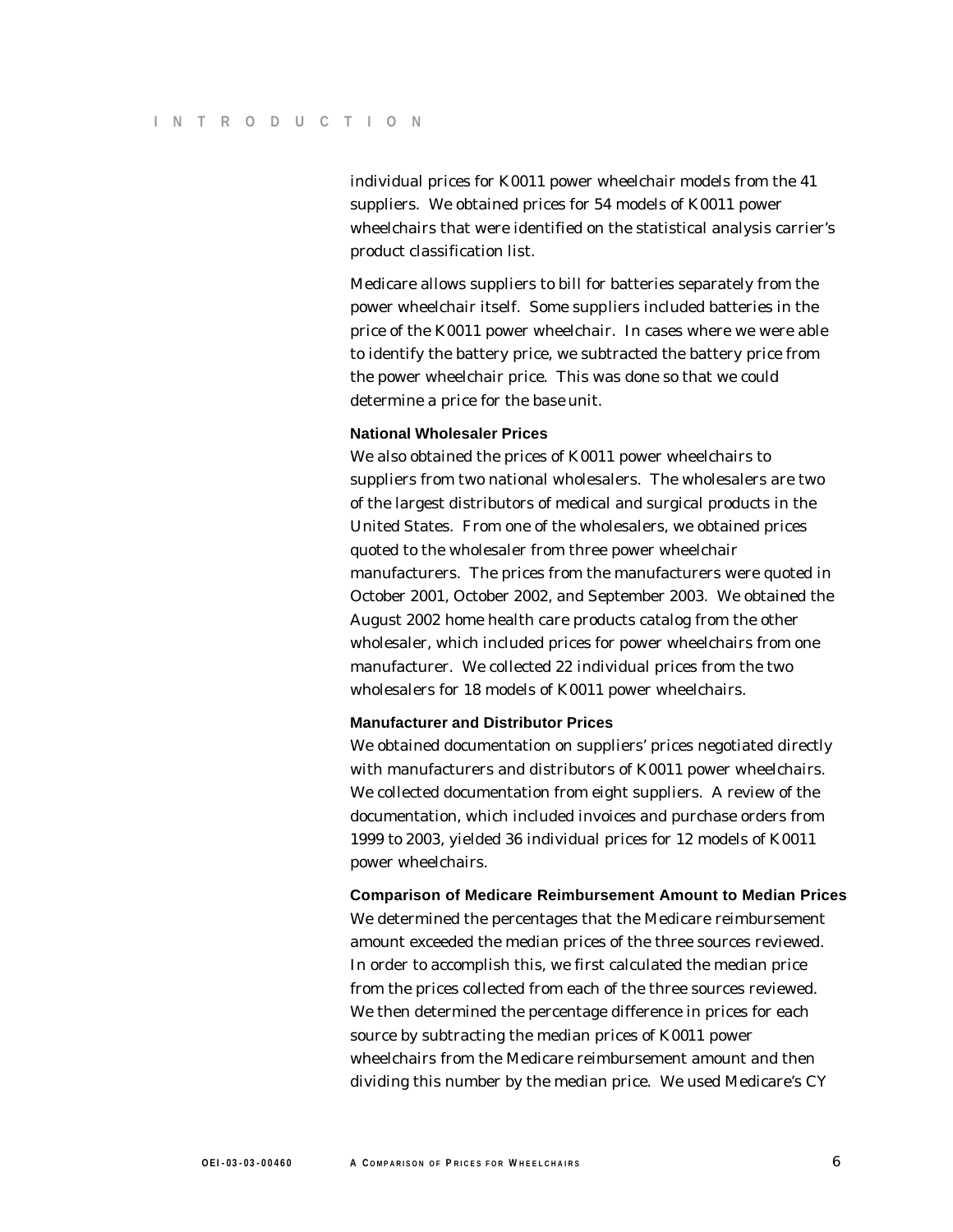individual prices for K0011 power wheelchair models from the 41 suppliers. We obtained prices for 54 models of K0011 power wheelchairs that were identified on the statistical analysis carrier's product classification list.

Medicare allows suppliers to bill for batteries separately from the power wheelchair itself. Some suppliers included batteries in the price of the K0011 power wheelchair. In cases where we were able to identify the battery price, we subtracted the battery price from the power wheelchair price. This was done so that we could determine a price for the base unit.

#### National Wholesaler Prices

We also obtained the prices of K0011 power wheelchairs to suppliers from two national wholesalers. The wholesalers are two of the largest distributors of medical and surgical products in the United States. From one of the wholesalers, we obtained prices quoted to the wholesaler from three power wheelchair manufacturers. The prices from the manufacturers were quoted in October 2001, October 2002, and September 2003. We obtained the August 2002 home health care products catalog from the other wholesaler, which included prices for power wheelchairs from one manufacturer. We collected 22 individual prices from the two wholesalers for 18 models of K0011 power wheelchairs.

#### Manufacturer and Distributor Prices

We obtained documentation on suppliers' prices negotiated directly with manufacturers and distributors of K0011 power wheelchairs. We collected documentation from eight suppliers. A review of the documentation, which included invoices and purchase orders from 1999 to 2003, yielded 36 individual prices for 12 models of K0011 power wheelchairs.

#### Comparison of Medicare Reimbursement Amount to Median Prices

We determined the percentages that the Medicare reimbursement amount exceeded the median prices of the three sources reviewed. In order to accomplish this, we first calculated the median price from the prices collected from each of the three sources reviewed. We then determined the percentage difference in prices for each source by subtracting the median prices of K0011 power wheelchairs from the Medicare reimbursement amount and then dividing this number by the median price. We used Medicare's CY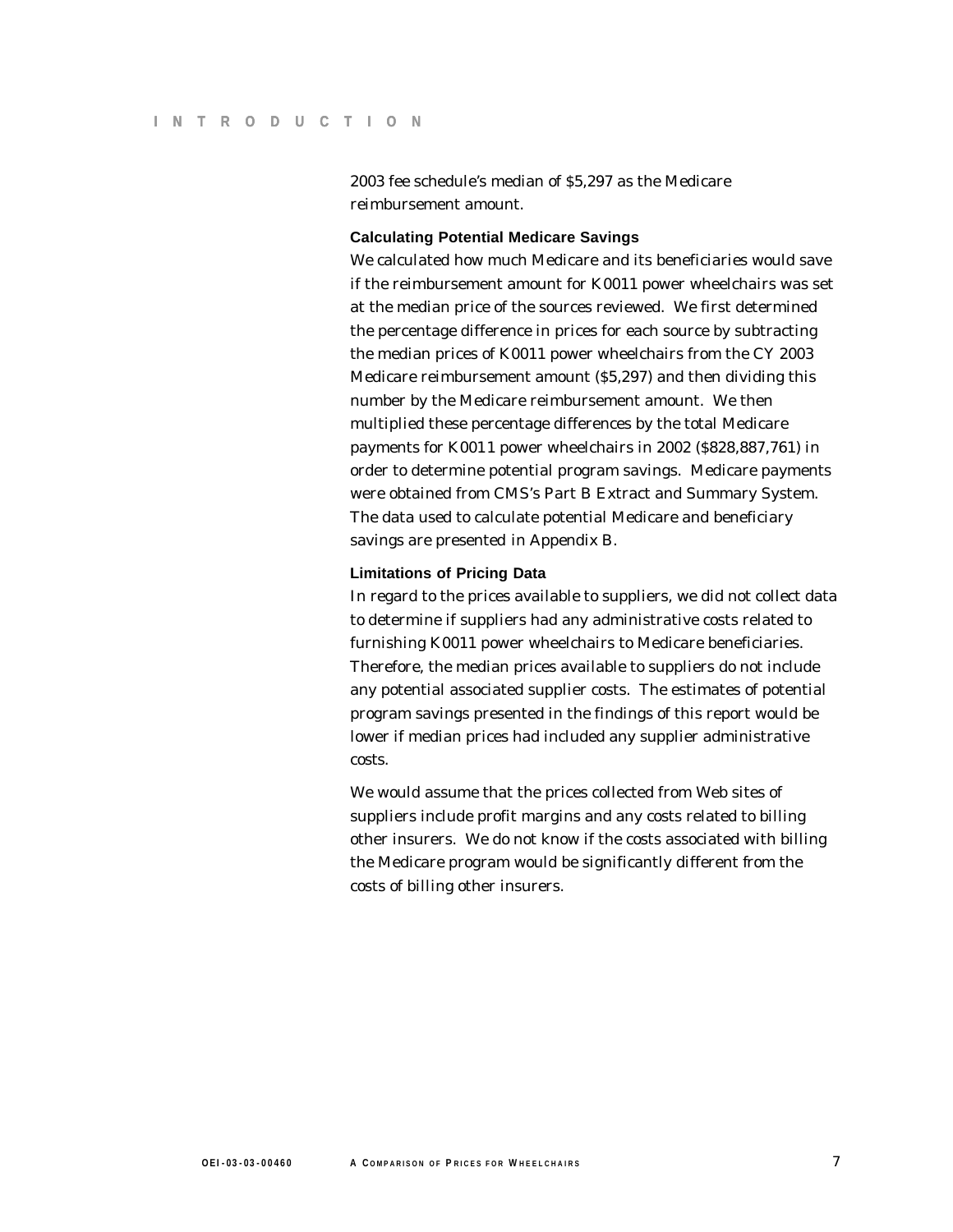2003 fee schedule's median of $5,297 as the Medicare reimbursement amount.

#### Calculating Potential Medicare Savings

We calculated how much Medicare and its beneficiaries would save if the reimbursement amount for K0011 power wheelchairs was set at the median price of the sources reviewed. We first determined the percentage difference in prices for each source by subtracting the median prices of K0011 power wheelchairs from the CY 2003 Medicare reimbursement amount ($5,297) and then dividing this number by the Medicare reimbursement amount. We then multiplied these percentage differences by the total Medicare payments for K0011 power wheelchairs in 2002 ($828,887,761) in order to determine potential program savings. Medicare payments were obtained from CMS's Part B Extract and Summary System. The data used to calculate potential Medicare and beneficiary savings are presented in Appendix B.

#### Limitations of Pricing Data

In regard to the prices available to suppliers, we did not collect data to determine if suppliers had any administrative costs related to furnishing K0011 power wheelchairs to Medicare beneficiaries. Therefore, the median prices available to suppliers do not include any potential associated supplier costs. The estimates of potential program savings presented in the findings of this report would be lower if median prices had included any supplier administrative costs.

We would assume that the prices collected from Web sites of suppliers include profit margins and any costs related to billing other insurers. We do not know if the costs associated with billing the Medicare program would be significantly different from the costs of billing other insurers.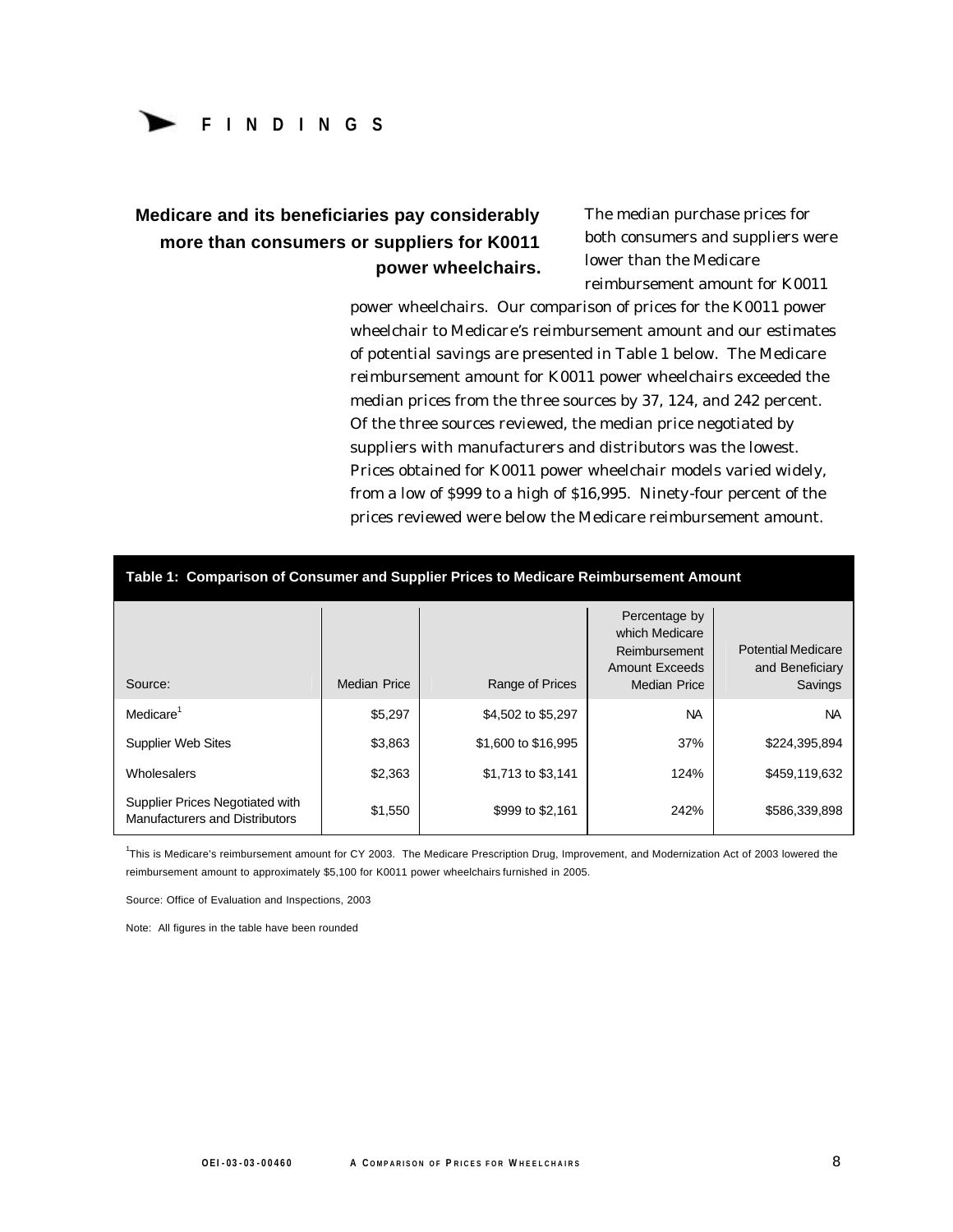# FINDINGS

**Medicare and its beneficiaries pay considerably more than consumers or suppliers for K0011 power wheelchairs.**

The median purchase prices for both consumers and suppliers were lower than the Medicare reimbursement amount for K0011 power wheelchairs. Our comparison of prices for the K0011 power wheelchair to Medicare's reimbursement amount and our estimates of potential savings are presented in Table 1 below. The Medicare reimbursement amount for K0011 power wheelchairs exceeded the median prices from the three sources by 37, 124, and 242 percent. Of the three sources reviewed, the median price negotiated by suppliers with manufacturers and distributors was the lowest. Prices obtained for K0011 power wheelchair models varied widely, from a low of $999 to a high of $16,995. Ninety-four percent of the prices reviewed were below the Medicare reimbursement amount.

**Table 1: Comparison of Consumer and Supplier Prices to Medicare Reimbursement Amount**

| Source: | Median Price | Range of Prices | Percentage by which Medicare Reimbursement Amount Exceeds Median Price | Potential Medicare and Beneficiary Savings |
|---|---|---|---|---|
| Medicare[1] | $5,297 | $4,502 to $5,297 | NA | NA |
| Supplier Web Sites | $3,863 | $1,600 to $16,995 | 37% | $224,395,894 |
| Wholesalers | $2,363 | $1,713 to $3,141 | 124% | $459,119,632 |
| Supplier Prices Negotiated with Manufacturers and Distributors | $1,550 | $999 to $2,161 | 242% | $586,339,898 |

[1]This is Medicare's reimbursement amount for CY 2003. The Medicare Prescription Drug, Improvement, and Modernization Act of 2003 lowered the reimbursement amount to approximately $5,100 for K0011 power wheelchairs furnished in 2005.

Source: Office of Evaluation and Inspections, 2003

Note: All figures in the table have been rounded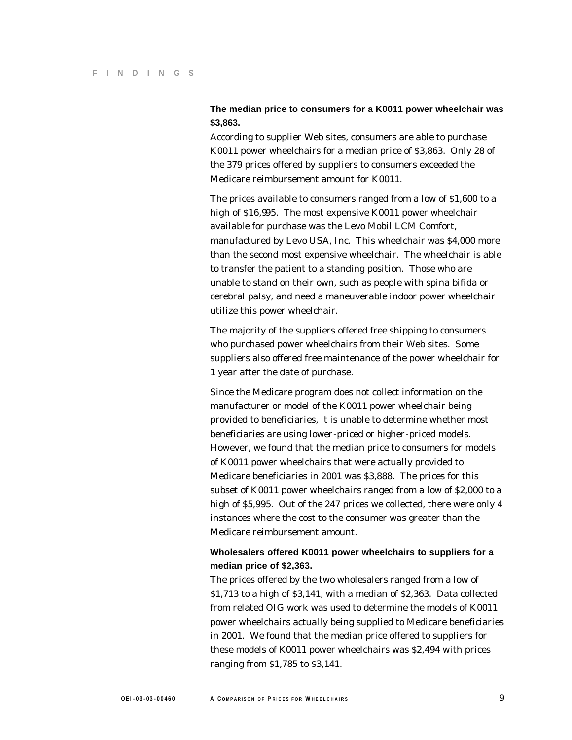**The median price to consumers for a K0011 power wheelchair was $3,863.**

According to supplier Web sites, consumers are able to purchase K0011 power wheelchairs for a median price of $3,863. Only 28 of the 379 prices offered by suppliers to consumers exceeded the Medicare reimbursement amount for K0011.

The prices available to consumers ranged from a low of $1,600 to a high of $16,995. The most expensive K0011 power wheelchair available for purchase was the Levo Mobil LCM Comfort, manufactured by Levo USA, Inc. This wheelchair was $4,000 more than the second most expensive wheelchair. The wheelchair is able to transfer the patient to a standing position. Those who are unable to stand on their own, such as people with spina bifida or cerebral palsy, and need a maneuverable indoor power wheelchair utilize this power wheelchair.

The majority of the suppliers offered free shipping to consumers who purchased power wheelchairs from their Web sites. Some suppliers also offered free maintenance of the power wheelchair for 1 year after the date of purchase.

Since the Medicare program does not collect information on the manufacturer or model of the K0011 power wheelchair being provided to beneficiaries, it is unable to determine whether most beneficiaries are using lower-priced or higher-priced models. However, we found that the median price to consumers for models of K0011 power wheelchairs that were actually provided to Medicare beneficiaries in 2001 was $3,888. The prices for this subset of K0011 power wheelchairs ranged from a low of $2,000 to a high of $5,995. Out of the 247 prices we collected, there were only 4 instances where the cost to the consumer was greater than the Medicare reimbursement amount.

**Wholesalers offered K0011 power wheelchairs to suppliers for a median price of $2,363.**

The prices offered by the two wholesalers ranged from a low of $1,713 to a high of $3,141, with a median of $2,363. Data collected from related OIG work was used to determine the models of K0011 power wheelchairs actually being supplied to Medicare beneficiaries in 2001. We found that the median price offered to suppliers for these models of K0011 power wheelchairs was $2,494 with prices ranging from $1,785 to $3,141.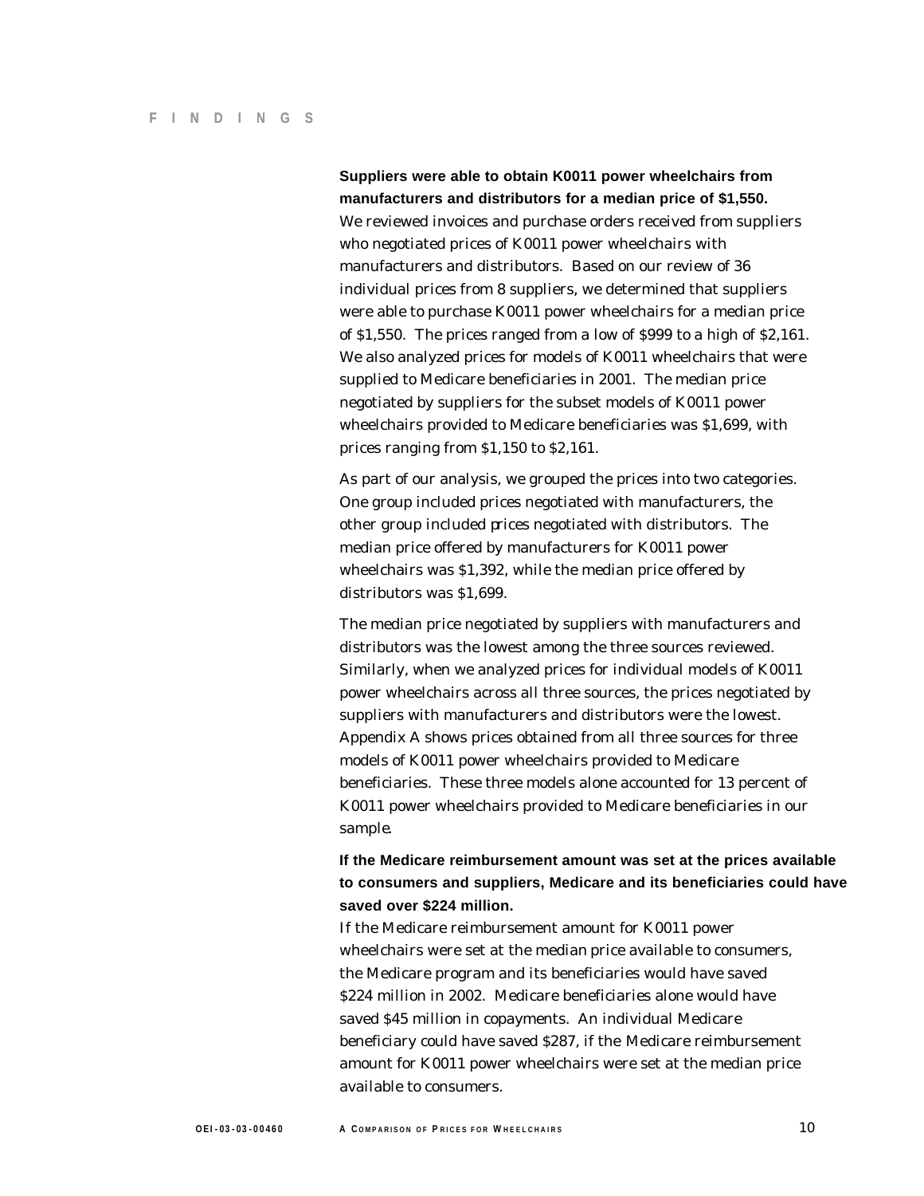**Suppliers were able to obtain K0011 power wheelchairs from manufacturers and distributors for a median price of $1,550.**

We reviewed invoices and purchase orders received from suppliers who negotiated prices of K0011 power wheelchairs with manufacturers and distributors. Based on our review of 36 individual prices from 8 suppliers, we determined that suppliers were able to purchase K0011 power wheelchairs for a median price of $1,550. The prices ranged from a low of $999 to a high of $2,161. We also analyzed prices for models of K0011 wheelchairs that were supplied to Medicare beneficiaries in 2001. The median price negotiated by suppliers for the subset models of K0011 power wheelchairs provided to Medicare beneficiaries was $1,699, with prices ranging from $1,150 to $2,161.

As part of our analysis, we grouped the prices into two categories. One group included prices negotiated with manufacturers, the other group included prices negotiated with distributors. The median price offered by manufacturers for K0011 power wheelchairs was $1,392, while the median price offered by distributors was $1,699.

The median price negotiated by suppliers with manufacturers and distributors was the lowest among the three sources reviewed. Similarly, when we analyzed prices for individual models of K0011 power wheelchairs across all three sources, the prices negotiated by suppliers with manufacturers and distributors were the lowest. Appendix A shows prices obtained from all three sources for three models of K0011 power wheelchairs provided to Medicare beneficiaries. These three models alone accounted for 13 percent of K0011 power wheelchairs provided to Medicare beneficiaries in our sample.

**If the Medicare reimbursement amount was set at the prices available to consumers and suppliers, Medicare and its beneficiaries could have saved over $224 million.**

If the Medicare reimbursement amount for K0011 power wheelchairs were set at the median price available to consumers, the Medicare program and its beneficiaries would have saved $224 million in 2002. Medicare beneficiaries alone would have saved $45 million in copayments. An individual Medicare beneficiary could have saved $287, if the Medicare reimbursement amount for K0011 power wheelchairs were set at the median price available to consumers.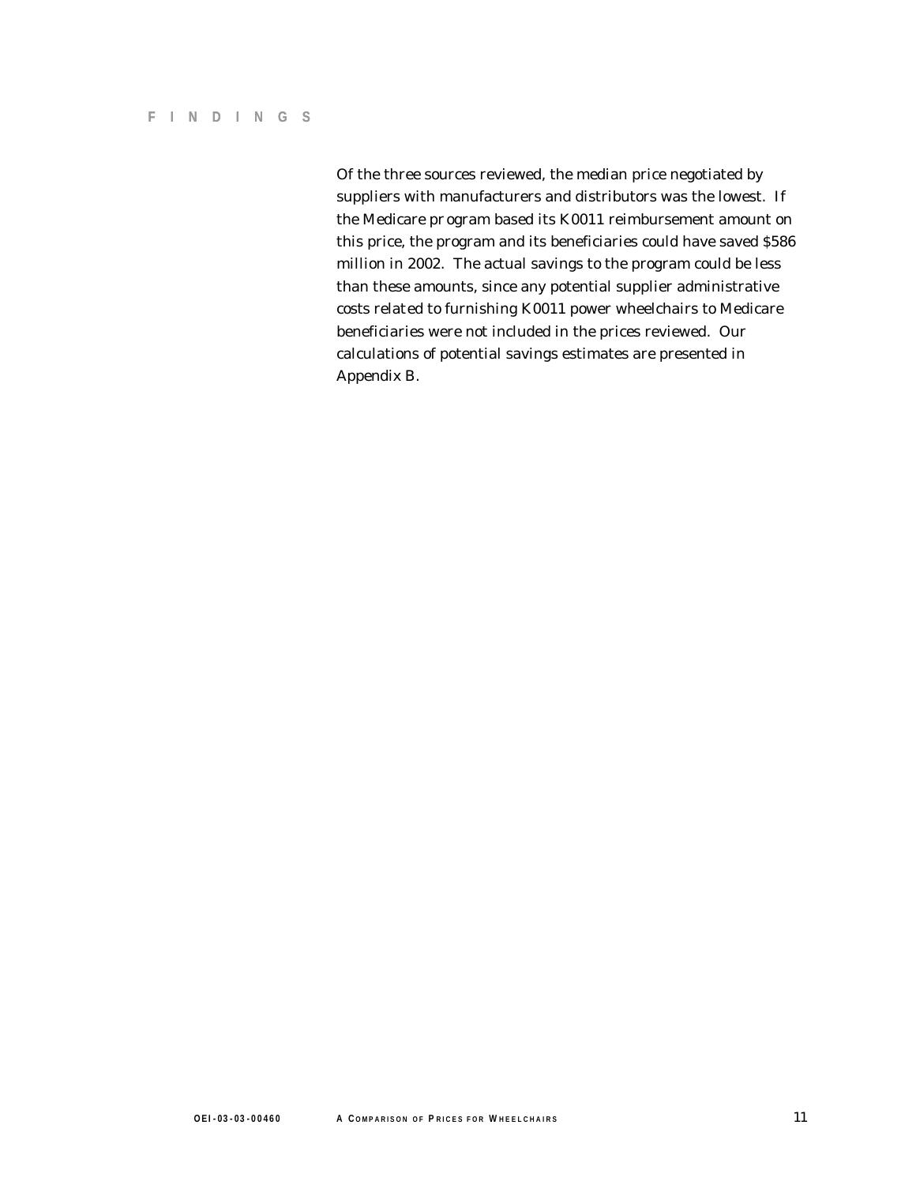Of the three sources reviewed, the median price negotiated by suppliers with manufacturers and distributors was the lowest. If the Medicare program based its K0011 reimbursement amount on this price, the program and its beneficiaries could have saved $586 million in 2002. The actual savings to the program could be less than these amounts, since any potential supplier administrative costs related to furnishing K0011 power wheelchairs to Medicare beneficiaries were not included in the prices reviewed. Our calculations of potential savings estimates are presented in Appendix B.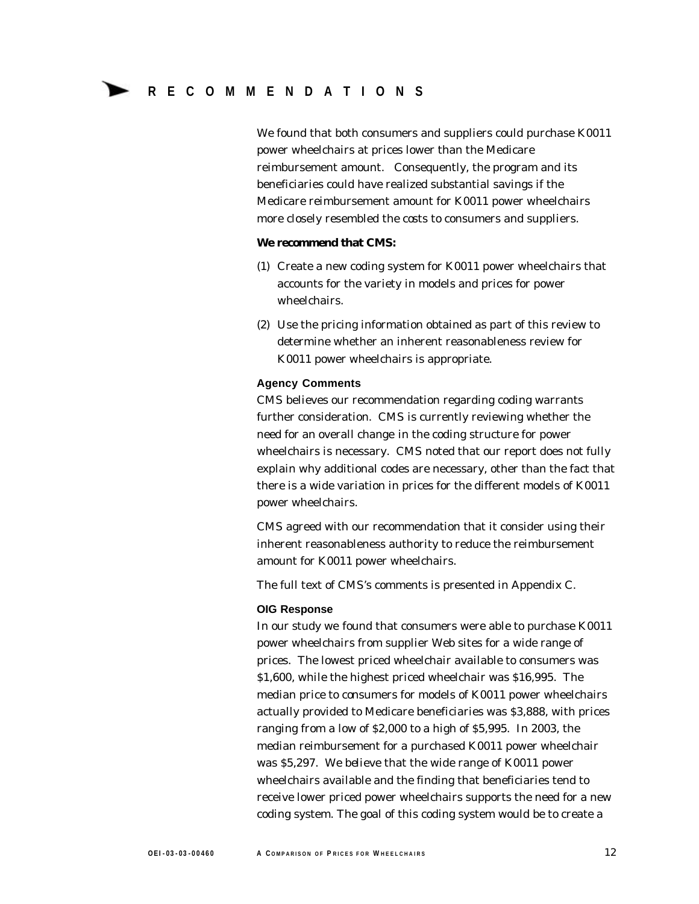# RECOMMENDATIONS

We found that both consumers and suppliers could purchase K0011 power wheelchairs at prices lower than the Medicare reimbursement amount. Consequently, the program and its beneficiaries could have realized substantial savings if the Medicare reimbursement amount for K0011 power wheelchairs more closely resembled the costs to consumers and suppliers.

**We recommend that CMS:**

(1) Create a new coding system for K0011 power wheelchairs that accounts for the variety in models and prices for power wheelchairs.

(2) Use the pricing information obtained as part of this review to determine whether an inherent reasonableness review for K0011 power wheelchairs is appropriate.

### Agency Comments

CMS believes our recommendation regarding coding warrants further consideration. CMS is currently reviewing whether the need for an overall change in the coding structure for power wheelchairs is necessary. CMS noted that our report does not fully explain why additional codes are necessary, other than the fact that there is a wide variation in prices for the different models of K0011 power wheelchairs.

CMS agreed with our recommendation that it consider using their inherent reasonableness authority to reduce the reimbursement amount for K0011 power wheelchairs.

The full text of CMS's comments is presented in Appendix C.

### OIG Response

In our study we found that consumers were able to purchase K0011 power wheelchairs from supplier Web sites for a wide range of prices. The lowest priced wheelchair available to consumers was $1,600, while the highest priced wheelchair was $16,995. The median price to consumers for models of K0011 power wheelchairs actually provided to Medicare beneficiaries was $3,888, with prices ranging from a low of $2,000 to a high of $5,995. In 2003, the median reimbursement for a purchased K0011 power wheelchair was $5,297. We believe that the wide range of K0011 power wheelchairs available and the finding that beneficiaries tend to receive lower priced power wheelchairs supports the need for a new coding system. The goal of this coding system would be to create a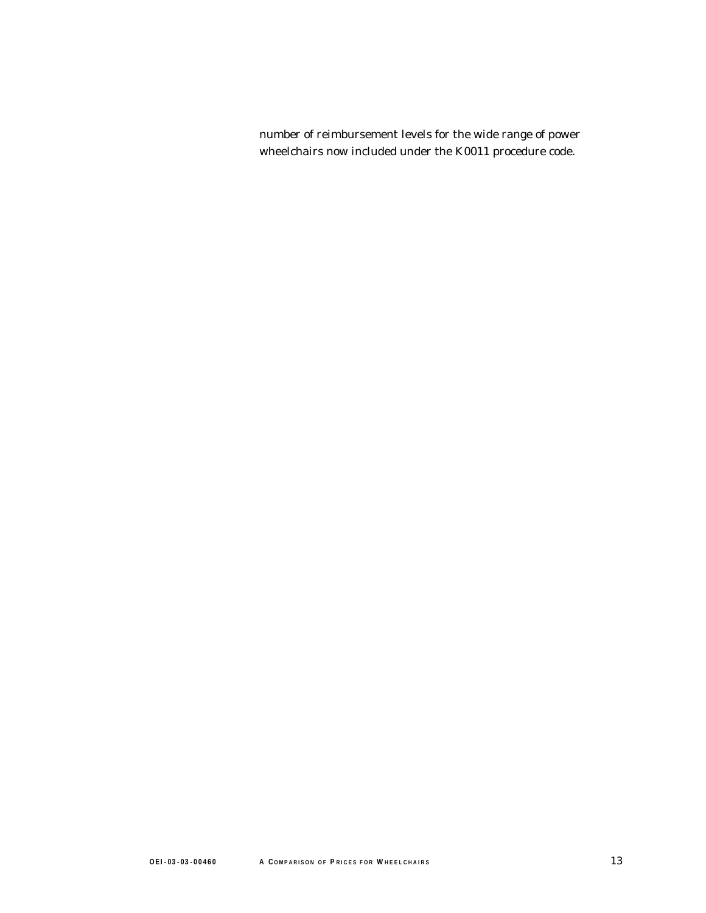number of reimbursement levels for the wide range of power wheelchairs now included under the K0011 procedure code.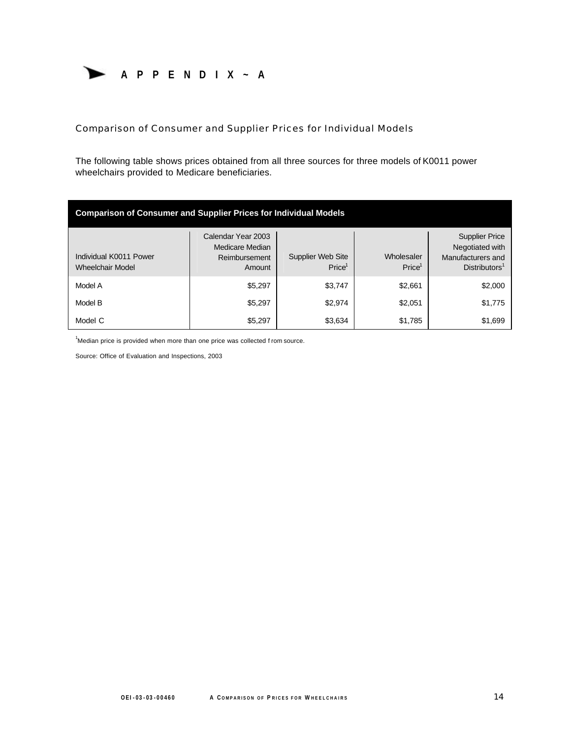# APPENDIX ~ A

## Comparison of Consumer and Supplier Prices for Individual Models

The following table shows prices obtained from all three sources for three models of K0011 power wheelchairs provided to Medicare beneficiaries.

**Comparison of Consumer and Supplier Prices for Individual Models**

| Individual K0011 Power Wheelchair Model | Calendar Year 2003 Medicare Median Reimbursement Amount | Supplier Web Site Price[1] | Wholesaler Price[1] | Supplier Price Negotiated with Manufacturers and Distributors[1] |
|---|---|---|---|---|
| Model A | $5,297 | $3,747 | $2,661 | $2,000 |
| Model B | $5,297 | $2,974 | $2,051 | $1,775 |
| Model C | $5,297 | $3,634 | $1,785 | $1,699 |

[1]Median price is provided when more than one price was collected from source.

Source: Office of Evaluation and Inspections, 2003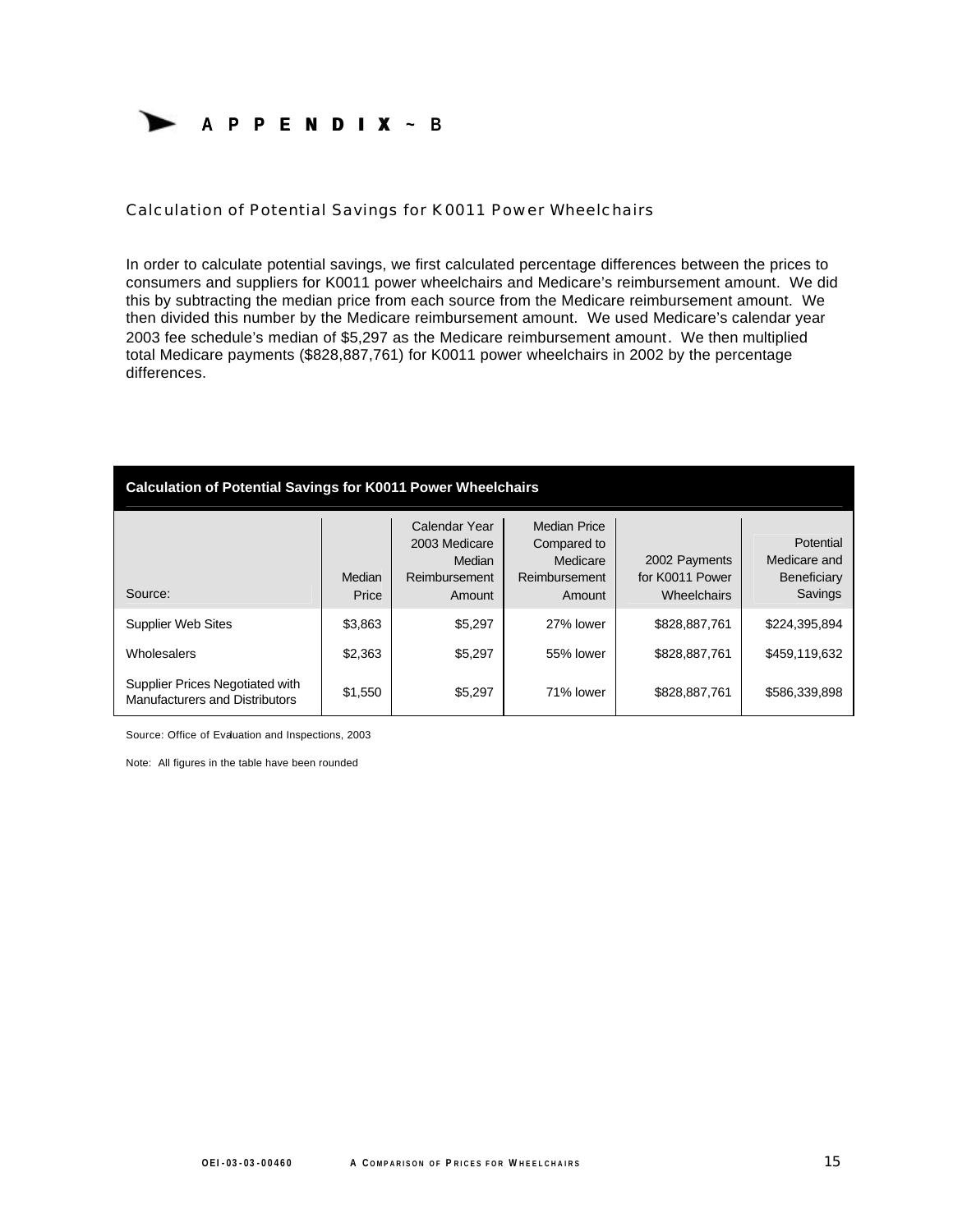# APPENDIX ~ B

## Calculation of Potential Savings for K0011 Power Wheelchairs

In order to calculate potential savings, we first calculated percentage differences between the prices to consumers and suppliers for K0011 power wheelchairs and Medicare's reimbursement amount. We did this by subtracting the median price from each source from the Medicare reimbursement amount. We then divided this number by the Medicare reimbursement amount. We used Medicare's calendar year 2003 fee schedule's median of $5,297 as the Medicare reimbursement amount. We then multiplied total Medicare payments ($828,887,761) for K0011 power wheelchairs in 2002 by the percentage differences.

**Calculation of Potential Savings for K0011 Power Wheelchairs**

| Source: | Median Price | Calendar Year 2003 Medicare Median Reimbursement Amount | Median Price Compared to Medicare Reimbursement Amount | 2002 Payments for K0011 Power Wheelchairs | Potential Medicare and Beneficiary Savings |
|---|---|---|---|---|---|
| Supplier Web Sites | $3,863 | $5,297 | 27% lower | $828,887,761 | $224,395,894 |
| Wholesalers | $2,363 | $5,297 | 55% lower | $828,887,761 | $459,119,632 |
| Supplier Prices Negotiated with Manufacturers and Distributors | $1,550 | $5,297 | 71% lower | $828,887,761 | $586,339,898 |

Source: Office of Evaluation and Inspections, 2003

Note: All figures in the table have been rounded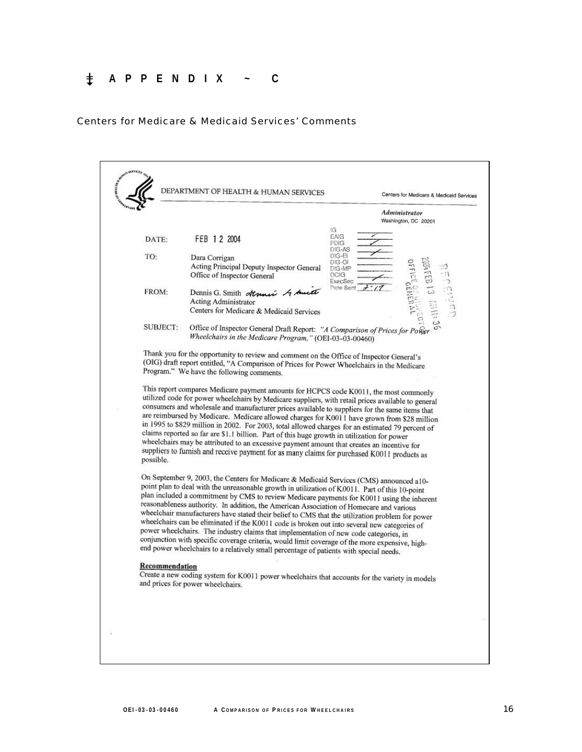# APPENDIX ~ C

## Centers for Medicare & Medicaid Services' Comments

DEPARTMENT OF HEALTH & HUMAN SERVICES — Centers for Medicare & Medicaid Services

*Administrator*
Washington, DC 20201

IG
EAIG
PDIG
DIG-AS
DIG-EI
DIG-OI
DIG-MP
OCIG
ExecSec
Date Sent 2-17

RECEIVED
2004 FEB 13 AM 11:36
OFFICE OF INSPECTOR GENERAL

DATE: FEB 12 2004

TO: Dara Corrigan
Acting Principal Deputy Inspector General
Office of Inspector General

FROM: Dennis G. Smith
Acting Administrator
Centers for Medicare & Medicaid Services

SUBJECT: Office of Inspector General Draft Report: *"A Comparison of Prices for Power Wheelchairs in the Medicare Program,"* (OEI-03-03-00460)

Thank you for the opportunity to review and comment on the Office of Inspector General's (OIG) draft report entitled, "A Comparison of Prices for Power Wheelchairs in the Medicare Program." We have the following comments.

This report compares Medicare payment amounts for HCPCS code K0011, the most commonly utilized code for power wheelchairs by Medicare suppliers, with retail prices available to general consumers and wholesale and manufacturer prices available to suppliers for the same items that are reimbursed by Medicare. Medicare allowed charges for K0011 have grown from $28 million in 1995 to $829 million in 2002. For 2003, total allowed charges for an estimated 79 percent of claims reported so far are $1.1 billion. Part of this huge growth in utilization for power wheelchairs may be attributed to an excessive payment amount that creates an incentive for suppliers to furnish and receive payment for as many claims for purchased K0011 products as possible.

On September 9, 2003, the Centers for Medicare & Medicaid Services (CMS) announced a10-point plan to deal with the unreasonable growth in utilization of K0011. Part of this 10-point plan included a commitment by CMS to review Medicare payments for K0011 using the inherent reasonableness authority. In addition, the American Association of Homecare and various wheelchair manufacturers have stated their belief to CMS that the utilization problem for power wheelchairs can be eliminated if the K0011 code is broken out into several new categories of power wheelchairs. The industry claims that implementation of new code categories, in conjunction with specific coverage criteria, would limit coverage of the more expensive, high-end power wheelchairs to a relatively small percentage of patients with special needs.

**Recommendation**

Create a new coding system for K0011 power wheelchairs that accounts for the variety in models and prices for power wheelchairs.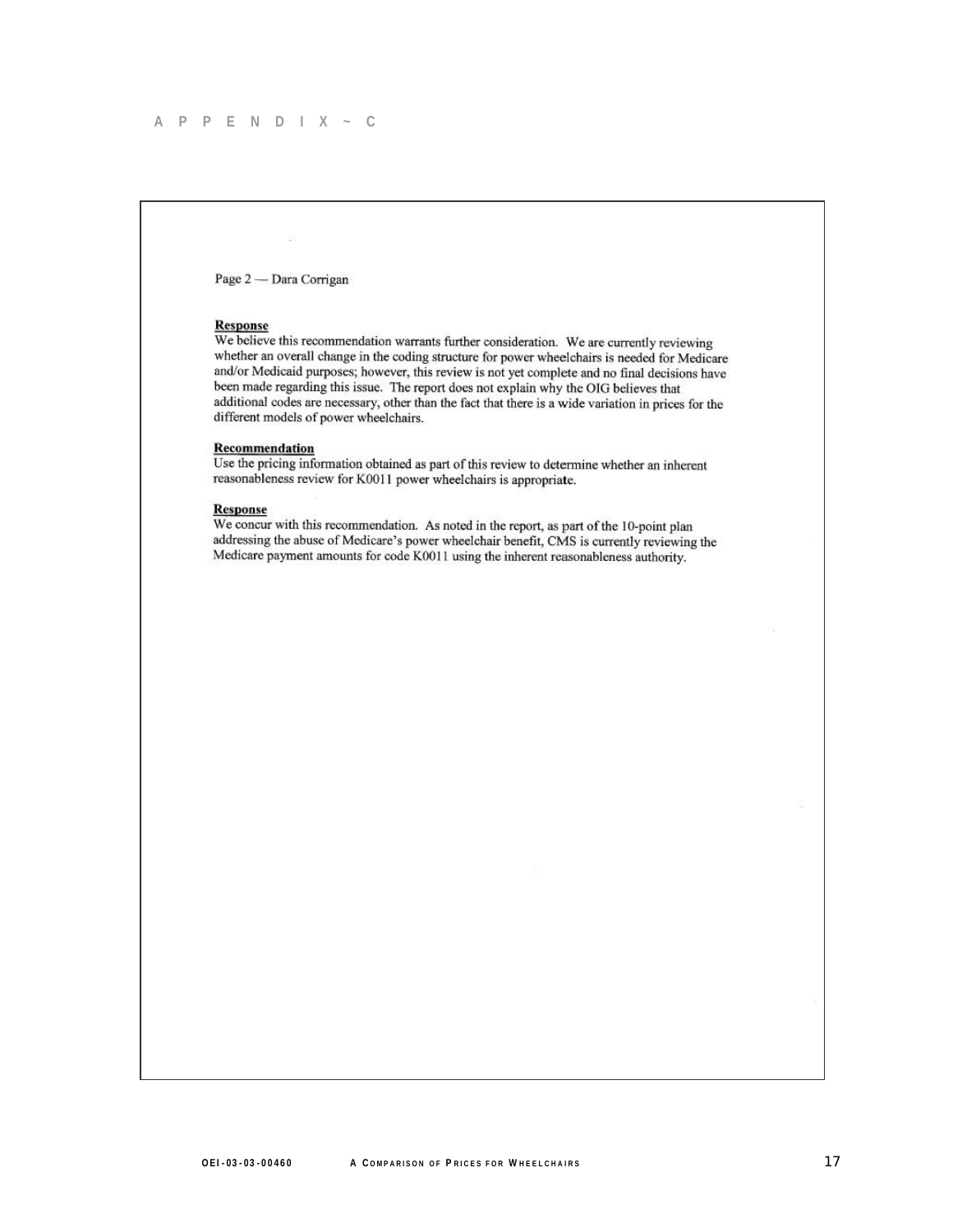# APPENDIX ~ C

Page 2 — Dara Corrigan

**Response**

We believe this recommendation warrants further consideration. We are currently reviewing whether an overall change in the coding structure for power wheelchairs is needed for Medicare and/or Medicaid purposes; however, this review is not yet complete and no final decisions have been made regarding this issue. The report does not explain why the OIG believes that additional codes are necessary, other than the fact that there is a wide variation in prices for the different models of power wheelchairs.

**Recommendation**

Use the pricing information obtained as part of this review to determine whether an inherent reasonableness review for K0011 power wheelchairs is appropriate.

**Response**

We concur with this recommendation. As noted in the report, as part of the 10-point plan addressing the abuse of Medicare's power wheelchair benefit, CMS is currently reviewing the Medicare payment amounts for code K0011 using the inherent reasonableness authority.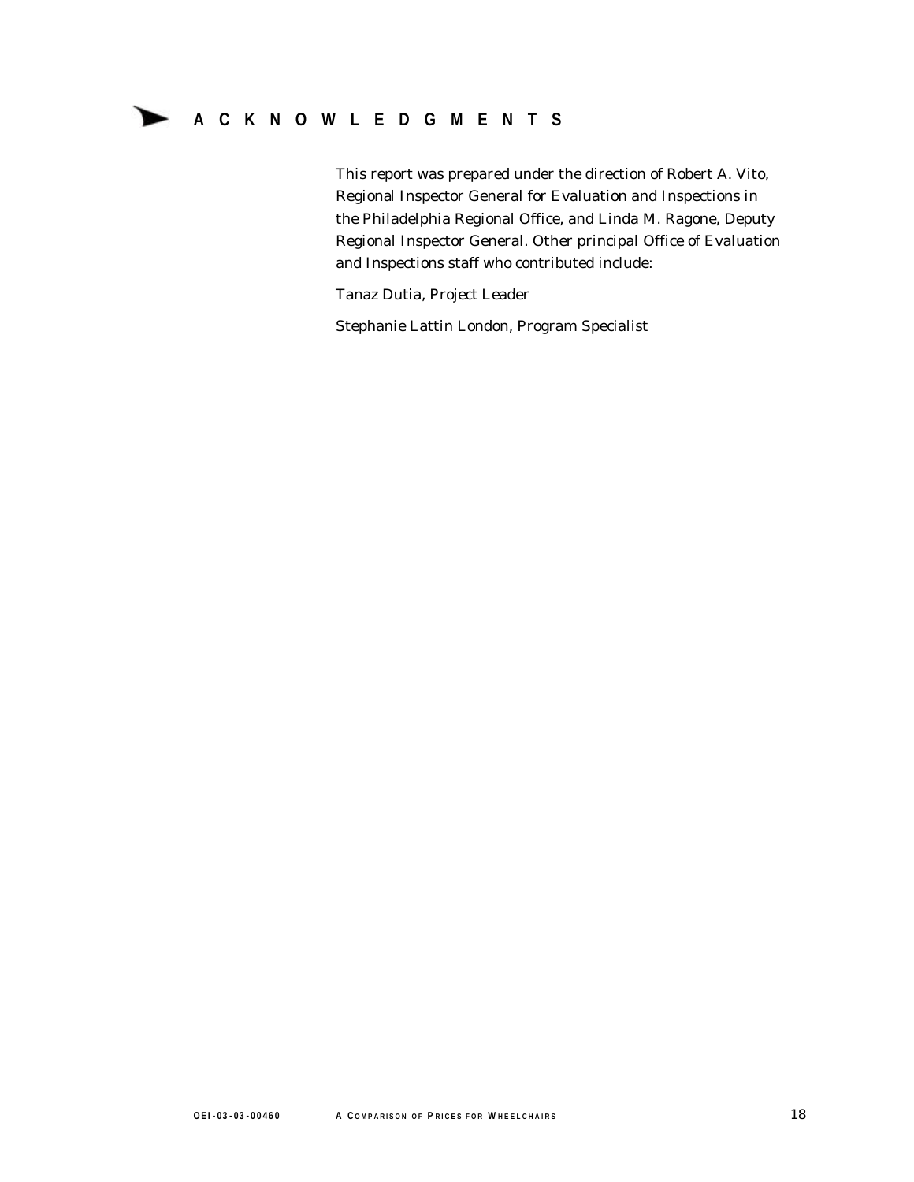# ACKNOWLEDGMENTS

This report was prepared under the direction of Robert A. Vito, Regional Inspector General for Evaluation and Inspections in the Philadelphia Regional Office, and Linda M. Ragone, Deputy Regional Inspector General. Other principal Office of Evaluation and Inspections staff who contributed include:

Tanaz Dutia, Project Leader

Stephanie Lattin London, Program Specialist